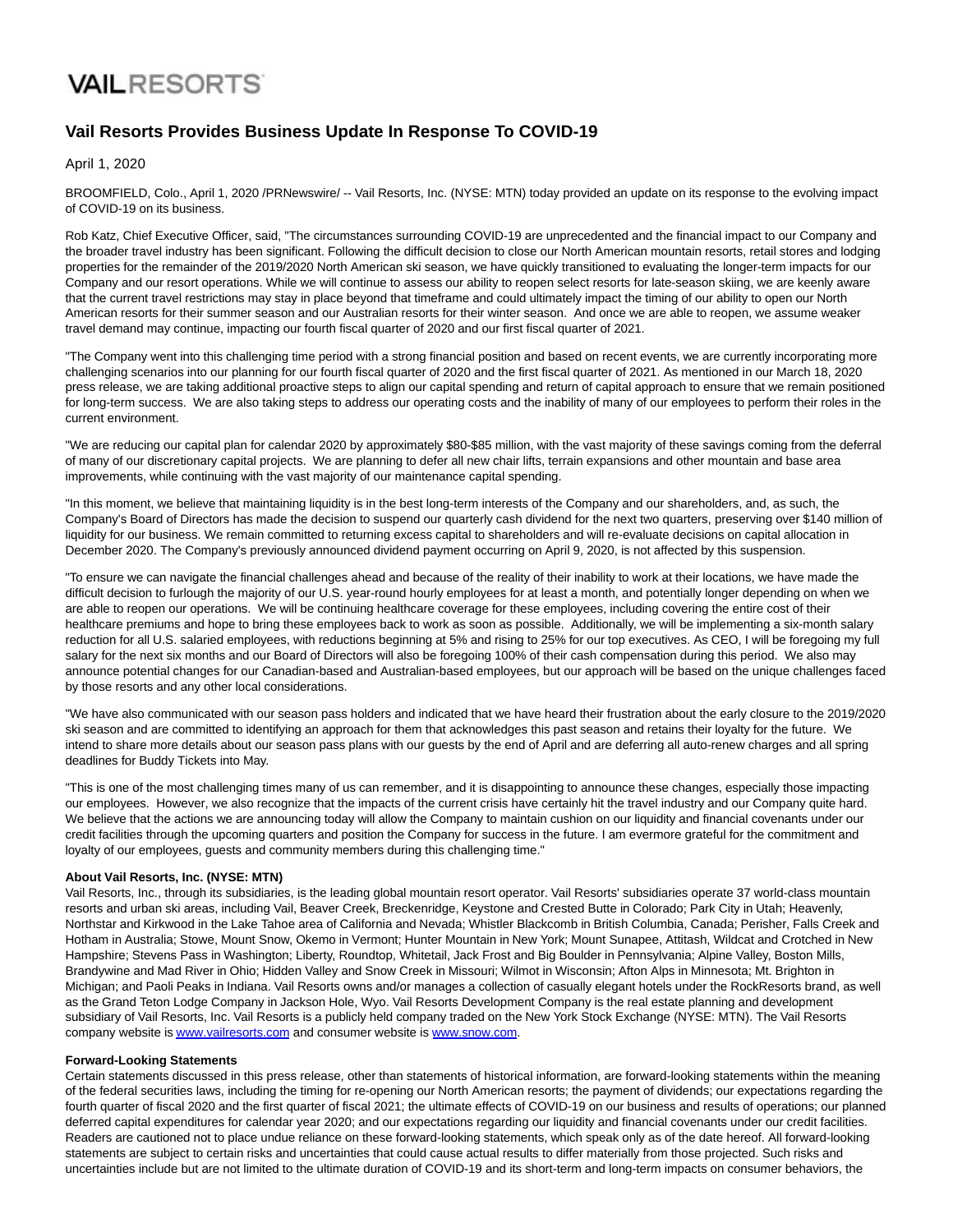VAIL RESORTS

# Vail Resorts Provides Business Update In Response To COVID-19

April 1, 2020

BROOMFIELD, Colo., April 1, 2020 /PRNewswire/ -- Vail Resorts, Inc. (NYSE: MTN) today provided an update on its response to the evolving impact of COVID-19 on its business.

Rob Katz, Chief Executive Officer, said, "The circumstances surrounding COVID-19 are unprecedented and the financial impact to our Company and the broader travel industry has been significant. Following the difficult decision to close our North American mountain resorts, retail stores and lodging properties for the remainder of the 2019/2020 North American ski season, we have quickly transitioned to evaluating the longer-term impacts for our Company and our resort operations. While we will continue to assess our ability to reopen select resorts for late-season skiing, we are keenly aware that the current travel restrictions may stay in place beyond that timeframe and could ultimately impact the timing of our ability to open our North American resorts for their summer season and our Australian resorts for their winter season. And once we are able to reopen, we assume weaker travel demand may continue, impacting our fourth fiscal quarter of 2020 and our first fiscal quarter of 2021.

"The Company went into this challenging time period with a strong financial position and based on recent events, we are currently incorporating more challenging scenarios into our planning for our fourth fiscal quarter of 2020 and the first fiscal quarter of 2021. As mentioned in our March 18, 2020 press release, we are taking additional proactive steps to align our capital spending and return of capital approach to ensure that we remain positioned for long-term success. We are also taking steps to address our operating costs and the inability of many of our employees to perform their roles in the current environment.

"We are reducing our capital plan for calendar 2020 by approximately $80-$85 million, with the vast majority of these savings coming from the deferral of many of our discretionary capital projects. We are planning to defer all new chair lifts, terrain expansions and other mountain and base area improvements, while continuing with the vast majority of our maintenance capital spending.

"In this moment, we believe that maintaining liquidity is in the best long-term interests of the Company and our shareholders, and, as such, the Company's Board of Directors has made the decision to suspend our quarterly cash dividend for the next two quarters, preserving over $140 million of liquidity for our business. We remain committed to returning excess capital to shareholders and will re-evaluate decisions on capital allocation in December 2020. The Company's previously announced dividend payment occurring on April 9, 2020, is not affected by this suspension.

"To ensure we can navigate the financial challenges ahead and because of the reality of their inability to work at their locations, we have made the difficult decision to furlough the majority of our U.S. year-round hourly employees for at least a month, and potentially longer depending on when we are able to reopen our operations. We will be continuing healthcare coverage for these employees, including covering the entire cost of their healthcare premiums and hope to bring these employees back to work as soon as possible. Additionally, we will be implementing a six-month salary reduction for all U.S. salaried employees, with reductions beginning at 5% and rising to 25% for our top executives. As CEO, I will be foregoing my full salary for the next six months and our Board of Directors will also be foregoing 100% of their cash compensation during this period. We also may announce potential changes for our Canadian-based and Australian-based employees, but our approach will be based on the unique challenges faced by those resorts and any other local considerations.

"We have also communicated with our season pass holders and indicated that we have heard their frustration about the early closure to the 2019/2020 ski season and are committed to identifying an approach for them that acknowledges this past season and retains their loyalty for the future. We intend to share more details about our season pass plans with our guests by the end of April and are deferring all auto-renew charges and all spring deadlines for Buddy Tickets into May.

"This is one of the most challenging times many of us can remember, and it is disappointing to announce these changes, especially those impacting our employees. However, we also recognize that the impacts of the current crisis have certainly hit the travel industry and our Company quite hard. We believe that the actions we are announcing today will allow the Company to maintain cushion on our liquidity and financial covenants under our credit facilities through the upcoming quarters and position the Company for success in the future. I am evermore grateful for the commitment and loyalty of our employees, guests and community members during this challenging time."

**About Vail Resorts, Inc. (NYSE: MTN)**

Vail Resorts, Inc., through its subsidiaries, is the leading global mountain resort operator. Vail Resorts' subsidiaries operate 37 world-class mountain resorts and urban ski areas, including Vail, Beaver Creek, Breckenridge, Keystone and Crested Butte in Colorado; Park City in Utah; Heavenly, Northstar and Kirkwood in the Lake Tahoe area of California and Nevada; Whistler Blackcomb in British Columbia, Canada; Perisher, Falls Creek and Hotham in Australia; Stowe, Mount Snow, Okemo in Vermont; Hunter Mountain in New York; Mount Sunapee, Attitash, Wildcat and Crotched in New Hampshire; Stevens Pass in Washington; Liberty, Roundtop, Whitetail, Jack Frost and Big Boulder in Pennsylvania; Alpine Valley, Boston Mills, Brandywine and Mad River in Ohio; Hidden Valley and Snow Creek in Missouri; Wilmot in Wisconsin; Afton Alps in Minnesota; Mt. Brighton in Michigan; and Paoli Peaks in Indiana. Vail Resorts owns and/or manages a collection of casually elegant hotels under the RockResorts brand, as well as the Grand Teton Lodge Company in Jackson Hole, Wyo. Vail Resorts Development Company is the real estate planning and development subsidiary of Vail Resorts, Inc. Vail Resorts is a publicly held company traded on the New York Stock Exchange (NYSE: MTN). The Vail Resorts company website is www.vailresorts.com and consumer website is www.snow.com.

**Forward-Looking Statements**

Certain statements discussed in this press release, other than statements of historical information, are forward-looking statements within the meaning of the federal securities laws, including the timing for re-opening our North American resorts; the payment of dividends; our expectations regarding the fourth quarter of fiscal 2020 and the first quarter of fiscal 2021; the ultimate effects of COVID-19 on our business and results of operations; our planned deferred capital expenditures for calendar year 2020; and our expectations regarding our liquidity and financial covenants under our credit facilities. Readers are cautioned not to place undue reliance on these forward-looking statements, which speak only as of the date hereof. All forward-looking statements are subject to certain risks and uncertainties that could cause actual results to differ materially from those projected. Such risks and uncertainties include but are not limited to the ultimate duration of COVID-19 and its short-term and long-term impacts on consumer behaviors, the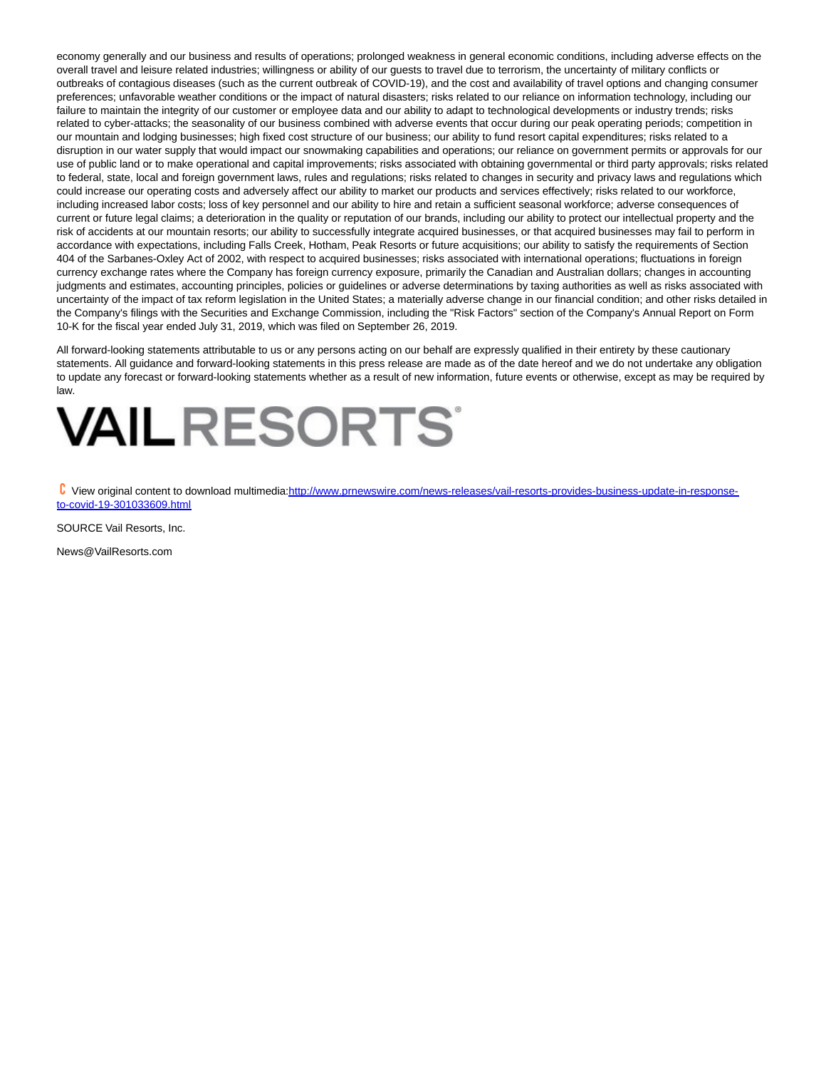economy generally and our business and results of operations; prolonged weakness in general economic conditions, including adverse effects on the overall travel and leisure related industries; willingness or ability of our guests to travel due to terrorism, the uncertainty of military conflicts or outbreaks of contagious diseases (such as the current outbreak of COVID-19), and the cost and availability of travel options and changing consumer preferences; unfavorable weather conditions or the impact of natural disasters; risks related to our reliance on information technology, including our failure to maintain the integrity of our customer or employee data and our ability to adapt to technological developments or industry trends; risks related to cyber-attacks; the seasonality of our business combined with adverse events that occur during our peak operating periods; competition in our mountain and lodging businesses; high fixed cost structure of our business; our ability to fund resort capital expenditures; risks related to a disruption in our water supply that would impact our snowmaking capabilities and operations; our reliance on government permits or approvals for our use of public land or to make operational and capital improvements; risks associated with obtaining governmental or third party approvals; risks related to federal, state, local and foreign government laws, rules and regulations; risks related to changes in security and privacy laws and regulations which could increase our operating costs and adversely affect our ability to market our products and services effectively; risks related to our workforce, including increased labor costs; loss of key personnel and our ability to hire and retain a sufficient seasonal workforce; adverse consequences of current or future legal claims; a deterioration in the quality or reputation of our brands, including our ability to protect our intellectual property and the risk of accidents at our mountain resorts; our ability to successfully integrate acquired businesses, or that acquired businesses may fail to perform in accordance with expectations, including Falls Creek, Hotham, Peak Resorts or future acquisitions; our ability to satisfy the requirements of Section 404 of the Sarbanes-Oxley Act of 2002, with respect to acquired businesses; risks associated with international operations; fluctuations in foreign currency exchange rates where the Company has foreign currency exposure, primarily the Canadian and Australian dollars; changes in accounting judgments and estimates, accounting principles, policies or guidelines or adverse determinations by taxing authorities as well as risks associated with uncertainty of the impact of tax reform legislation in the United States; a materially adverse change in our financial condition; and other risks detailed in the Company's filings with the Securities and Exchange Commission, including the "Risk Factors" section of the Company's Annual Report on Form 10-K for the fiscal year ended July 31, 2019, which was filed on September 26, 2019.

All forward-looking statements attributable to us or any persons acting on our behalf are expressly qualified in their entirety by these cautionary statements. All guidance and forward-looking statements in this press release are made as of the date hereof and we do not undertake any obligation to update any forecast or forward-looking statements whether as a result of new information, future events or otherwise, except as may be required by law.

VAIL RESORTS®

View original content to download multimedia:http://www.prnewswire.com/news-releases/vail-resorts-provides-business-update-in-response-to-covid-19-301033609.html

SOURCE Vail Resorts, Inc.

News@VailResorts.com